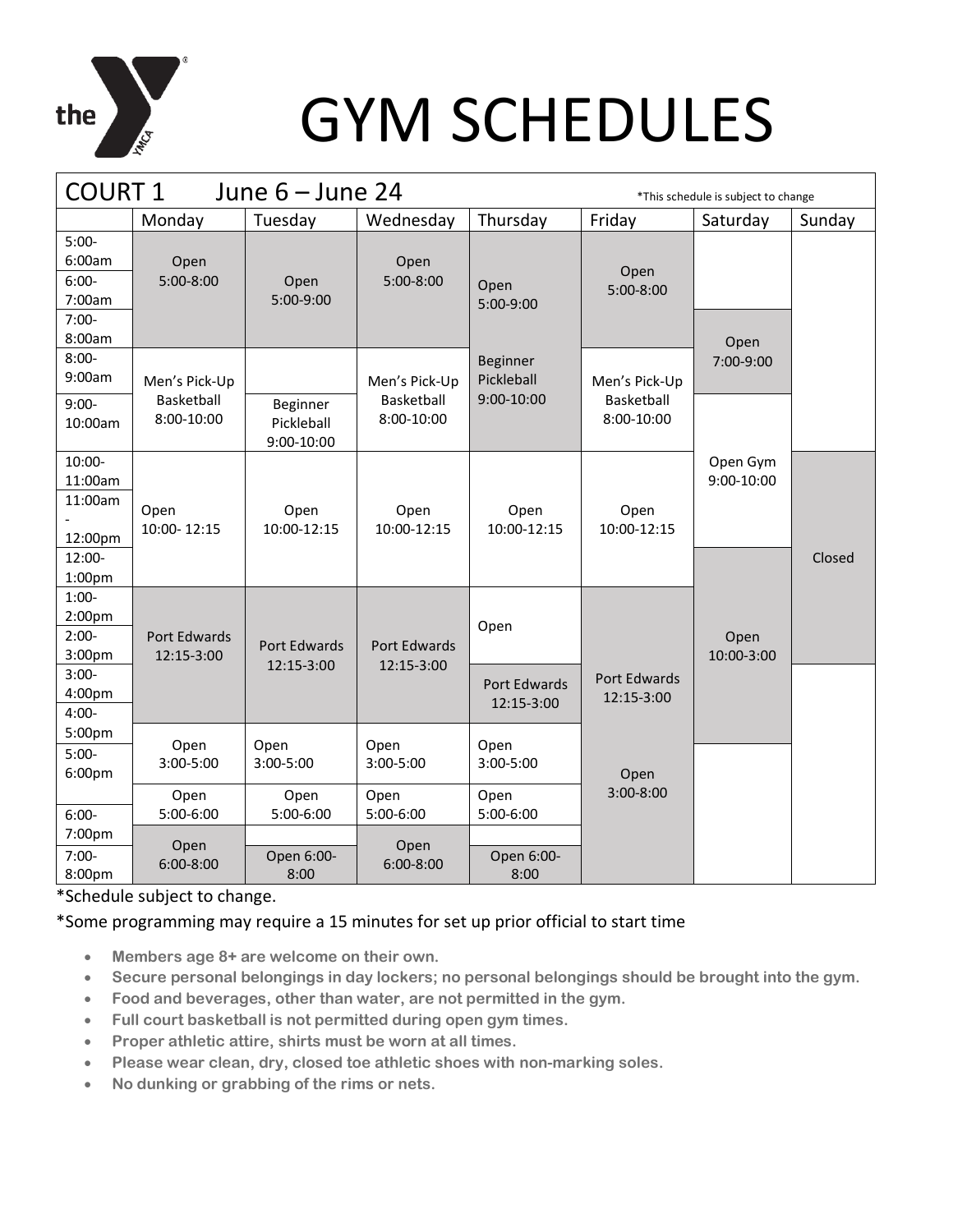# GYM SCHEDULES

| COURT 1 June 6 – June 24 | | | | | | | *This schedule is subject to change |
|---|---|---|---|---|---|---|---|
| | Monday | Tuesday | Wednesday | Thursday | Friday | Saturday | Sunday |
| 5:00-6:00am | Open 5:00-8:00 | Open 5:00-9:00 | Open 5:00-8:00 | Open 5:00-9:00 | Open 5:00-8:00 | | |
| 6:00-7:00am | | | | | | | |
| 7:00-8:00am | | | | | | Open 7:00-9:00 | |
| 8:00-9:00am | Men's Pick-Up Basketball 8:00-10:00 | | Men's Pick-Up Basketball 8:00-10:00 | Beginner Pickleball 9:00-10:00 | Men's Pick-Up Basketball 8:00-10:00 | | |
| 9:00-10:00am | | Beginner Pickleball 9:00-10:00 | | | | Open Gym 9:00-10:00 | |
| 10:00-11:00am | Open 10:00- 12:15 | Open 10:00-12:15 | Open 10:00-12:15 | Open 10:00-12:15 | Open 10:00-12:15 | | Closed |
| 11:00am - 12:00pm | | | | | | | |
| 12:00-1:00pm | | | | | | Open 10:00-3:00 | |
| 1:00-2:00pm | Port Edwards 12:15-3:00 | Port Edwards 12:15-3:00 | Port Edwards 12:15-3:00 | Open | Port Edwards 12:15-3:00 | | |
| 2:00-3:00pm | | | | | | | |
| 3:00-4:00pm | | | | Port Edwards 12:15-3:00 | | | |
| 4:00-5:00pm | Open 3:00-5:00 | Open 3:00-5:00 | Open 3:00-5:00 | Open 3:00-5:00 | Open 3:00-8:00 | | |
| 5:00-6:00pm | Open 5:00-6:00 | Open 5:00-6:00 | Open 5:00-6:00 | Open 5:00-6:00 | | | |
| 6:00-7:00pm | Open 6:00-8:00 | | Open 6:00-8:00 | | | | |
| 7:00-8:00pm | | Open 6:00-8:00 | | Open 6:00-8:00 | | | |

*Schedule subject to change.

*Some programming may require a 15 minutes for set up prior official to start time

- **Members age 8+ are welcome on their own.**
- **Secure personal belongings in day lockers; no personal belongings should be brought into the gym.**
- **Food and beverages, other than water, are not permitted in the gym.**
- **Full court basketball is not permitted during open gym times.**
- **Proper athletic attire, shirts must be worn at all times.**
- **Please wear clean, dry, closed toe athletic shoes with non-marking soles.**
- **No dunking or grabbing of the rims or nets.**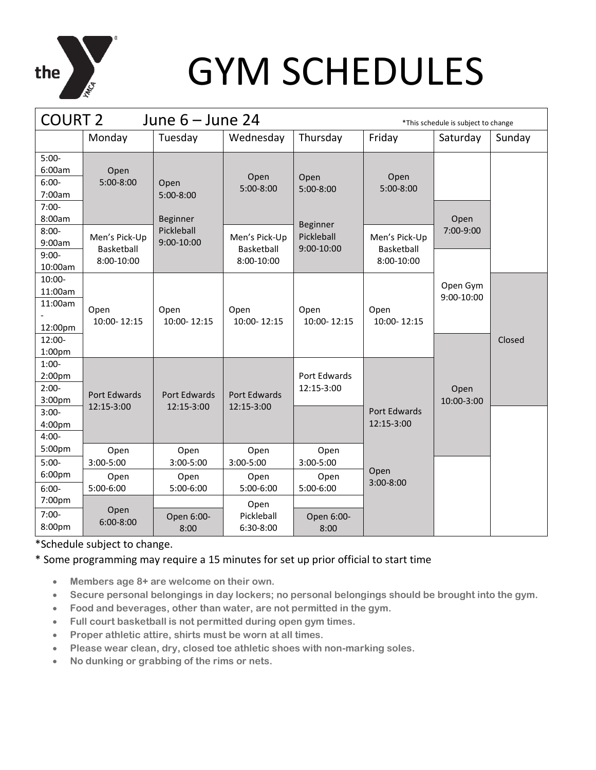# GYM SCHEDULES

COURT 2 June 6 – June 24

*This schedule is subject to change

| | Monday | Tuesday | Wednesday | Thursday | Friday | Saturday | Sunday |
|---|---|---|---|---|---|---|---|
| 5:00-6:00am | Open 5:00-8:00 | Open 5:00-8:00 | Open 5:00-8:00 | Open 5:00-8:00 | Open 5:00-8:00 | | |
| 6:00-7:00am | | | | | | | |
| 7:00-8:00am | | Beginner Pickleball 9:00-10:00 | | Beginner Pickleball 9:00-10:00 | | Open 7:00-9:00 | |
| 8:00-9:00am | Men's Pick-Up Basketball 8:00-10:00 | | Men's Pick-Up Basketball 8:00-10:00 | | Men's Pick-Up Basketball 8:00-10:00 | | |
| 9:00-10:00am | | | | | | Open Gym 9:00-10:00 | |
| 10:00-11:00am | Open 10:00- 12:15 | Open 10:00- 12:15 | Open 10:00- 12:15 | Open 10:00- 12:15 | Open 10:00- 12:15 | | Closed |
| 11:00am - 12:00pm | | | | | | | |
| 12:00-1:00pm | | | | | | Open 10:00-3:00 | |
| 1:00-2:00pm | Port Edwards 12:15-3:00 | Port Edwards 12:15-3:00 | Port Edwards 12:15-3:00 | Port Edwards 12:15-3:00 | Port Edwards 12:15-3:00 | | |
| 2:00-3:00pm | | | | | | | |
| 3:00-4:00pm | | | | | | | |
| 4:00-5:00pm | Open 3:00-5:00 | Open 3:00-5:00 | Open 3:00-5:00 | Open 3:00-5:00 | | | |
| 5:00-6:00pm | Open 5:00-6:00 | Open 5:00-6:00 | Open 5:00-6:00 | Open 5:00-6:00 | Open 3:00-8:00 | | |
| 6:00-7:00pm | Open 6:00-8:00 | | Open Pickleball 6:30-8:00 | | | | |
| 7:00-8:00pm | | Open 6:00-8:00 | | Open 6:00-8:00 | | | |

*Schedule subject to change.

* Some programming may require a 15 minutes for set up prior official to start time

- **Members age 8+ are welcome on their own.**
- **Secure personal belongings in day lockers; no personal belongings should be brought into the gym.**
- **Food and beverages, other than water, are not permitted in the gym.**
- **Full court basketball is not permitted during open gym times.**
- **Proper athletic attire, shirts must be worn at all times.**
- **Please wear clean, dry, closed toe athletic shoes with non-marking soles.**
- **No dunking or grabbing of the rims or nets.**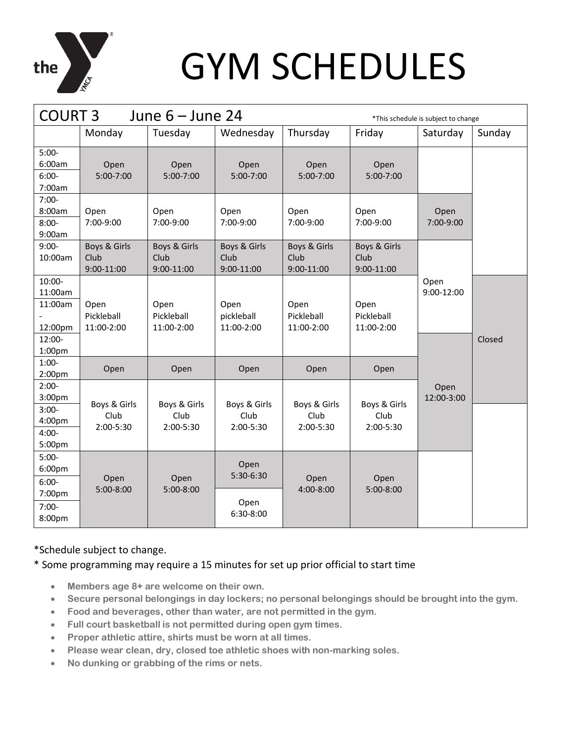# GYM SCHEDULES

| COURT 3 June 6 – June 24 | | | | | | *This schedule is subject to change | |
|---|---|---|---|---|---|---|---|
| | Monday | Tuesday | Wednesday | Thursday | Friday | Saturday | Sunday |
| 5:00-6:00am | Open 5:00-7:00 | Open 5:00-7:00 | Open 5:00-7:00 | Open 5:00-7:00 | Open 5:00-7:00 | | |
| 6:00-7:00am | | | | | | | |
| 7:00-8:00am | Open 7:00-9:00 | Open 7:00-9:00 | Open 7:00-9:00 | Open 7:00-9:00 | Open 7:00-9:00 | Open 7:00-9:00 | |
| 8:00-9:00am | | | | | | | |
| 9:00-10:00am | Boys & Girls Club 9:00-11:00 | Boys & Girls Club 9:00-11:00 | Boys & Girls Club 9:00-11:00 | Boys & Girls Club 9:00-11:00 | Boys & Girls Club 9:00-11:00 | Open 9:00-12:00 | |
| 10:00-11:00am | | | | | | | Closed |
| 11:00am - 12:00pm | Open Pickleball 11:00-2:00 | Open Pickleball 11:00-2:00 | Open pickleball 11:00-2:00 | Open Pickleball 11:00-2:00 | Open Pickleball 11:00-2:00 | | |
| 12:00-1:00pm | | | | | | Open 12:00-3:00 | |
| 1:00-2:00pm | Open | Open | Open | Open | Open | | |
| 2:00-3:00pm | Boys & Girls Club 2:00-5:30 | Boys & Girls Club 2:00-5:30 | Boys & Girls Club 2:00-5:30 | Boys & Girls Club 2:00-5:30 | Boys & Girls Club 2:00-5:30 | | |
| 3:00-4:00pm | | | | | | | |
| 4:00-5:00pm | | | | | | | |
| 5:00-6:00pm | Open 5:00-8:00 | Open 5:00-8:00 | Open 5:30-6:30 | Open 4:00-8:00 | Open 5:00-8:00 | | |
| 6:00-7:00pm | | | Open 6:30-8:00 | | | | |
| 7:00-8:00pm | | | | | | | |

*Schedule subject to change.

* Some programming may require a 15 minutes for set up prior official to start time

- **Members age 8+ are welcome on their own.**
- **Secure personal belongings in day lockers; no personal belongings should be brought into the gym.**
- **Food and beverages, other than water, are not permitted in the gym.**
- **Full court basketball is not permitted during open gym times.**
- **Proper athletic attire, shirts must be worn at all times.**
- **Please wear clean, dry, closed toe athletic shoes with non-marking soles.**
- **No dunking or grabbing of the rims or nets.**